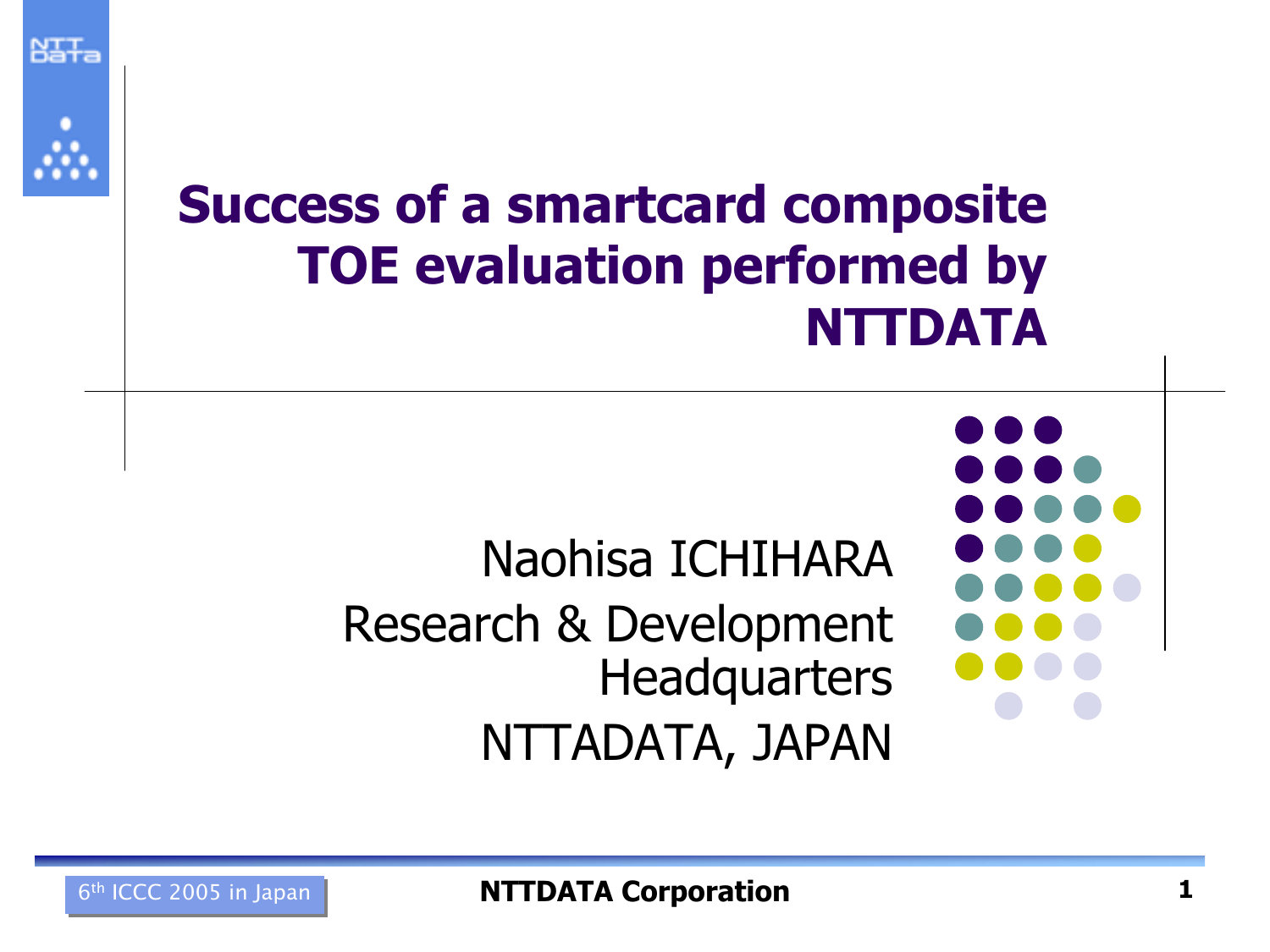# Success of a smartcard composite TOE evaluation performed by NTTDATA

Naohisa ICHIHARA
Research & Development Headquarters
NTTADATA, JAPAN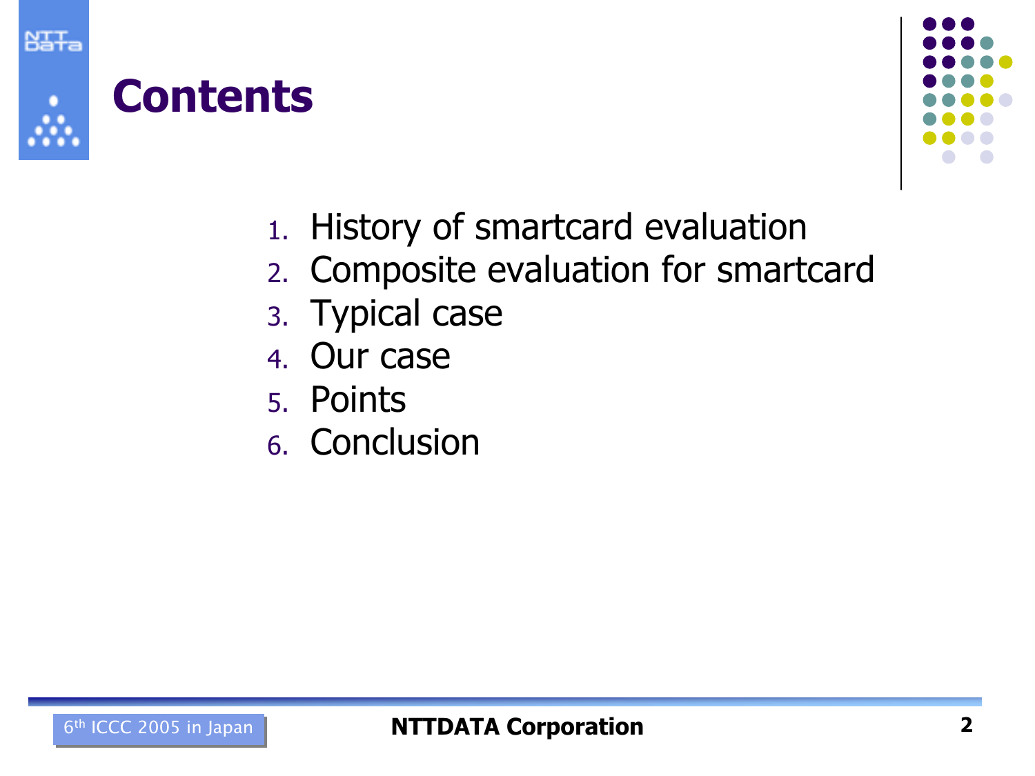# Contents

1. History of smartcard evaluation
2. Composite evaluation for smartcard
3. Typical case
4. Our case
5. Points
6. Conclusion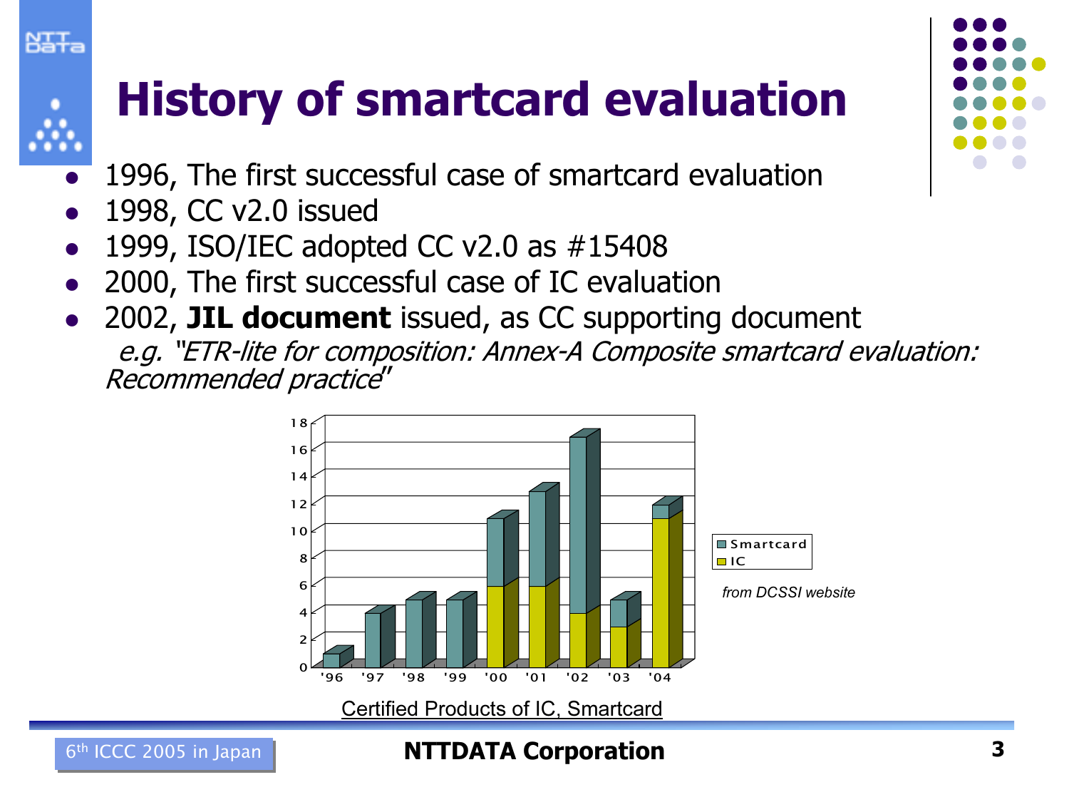# History of smartcard evaluation

- 1996, The first successful case of smartcard evaluation
- 1998, CC v2.0 issued
- 1999, ISO/IEC adopted CC v2.0 as #15408
- 2000, The first successful case of IC evaluation
- 2002, **JIL document** issued, as CC supporting document
  *e.g. "ETR-lite for composition: Annex-A Composite smartcard evaluation: Recommended practice"*

| Year | Smartcard | IC |
|---|---|---|
| '96 | 1 | 0 |
| '97 | 4 | 0 |
| '98 | 5 | 0 |
| '99 | 5 | 0 |
| '00 | 5 | 6 |
| '01 | 7 | 6 |
| '02 | 13 | 4 |
| '03 | 2 | 3 |
| '04 | 1 | 11 |

*from DCSSI website*

Certified Products of IC, Smartcard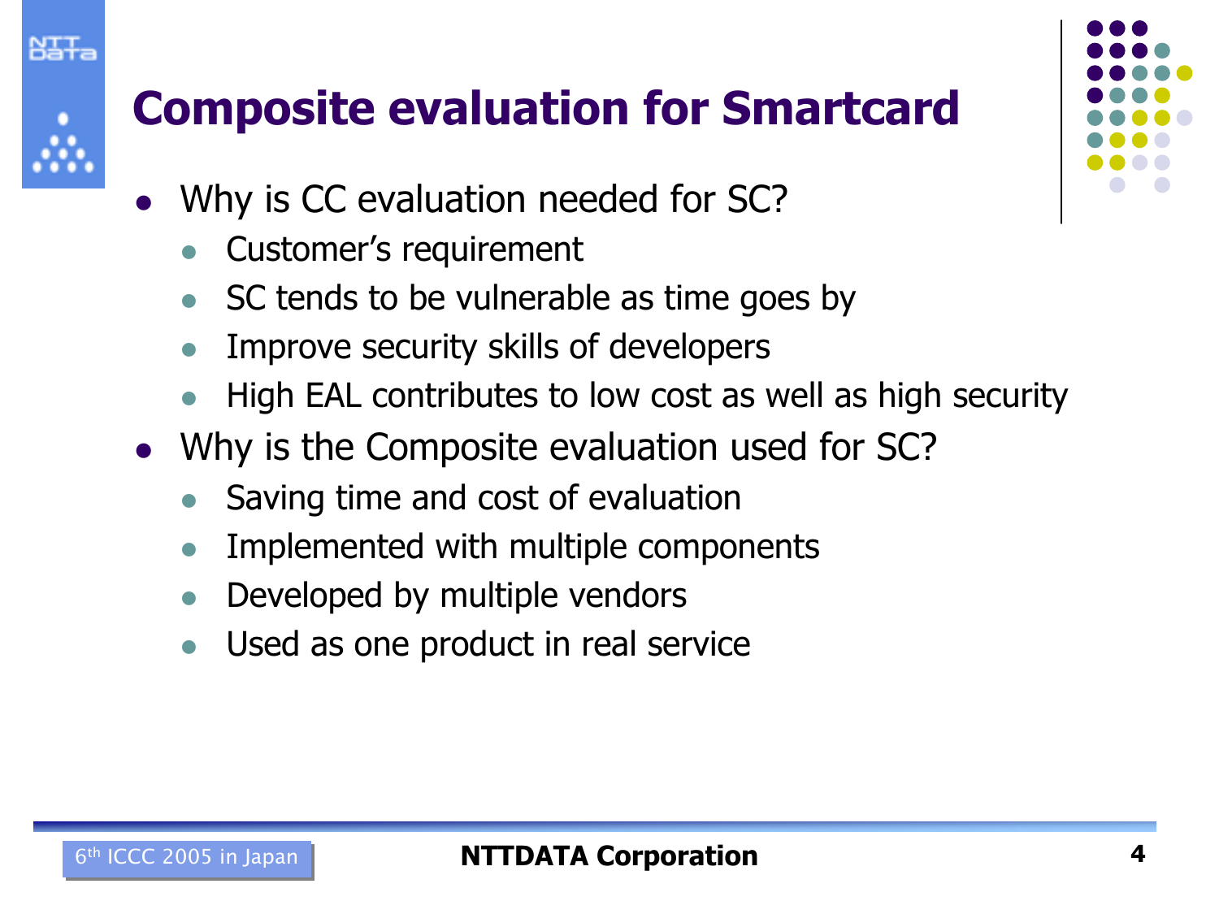# Composite evaluation for Smartcard

- Why is CC evaluation needed for SC?
  - Customer's requirement
  - SC tends to be vulnerable as time goes by
  - Improve security skills of developers
  - High EAL contributes to low cost as well as high security
- Why is the Composite evaluation used for SC?
  - Saving time and cost of evaluation
  - Implemented with multiple components
  - Developed by multiple vendors
  - Used as one product in real service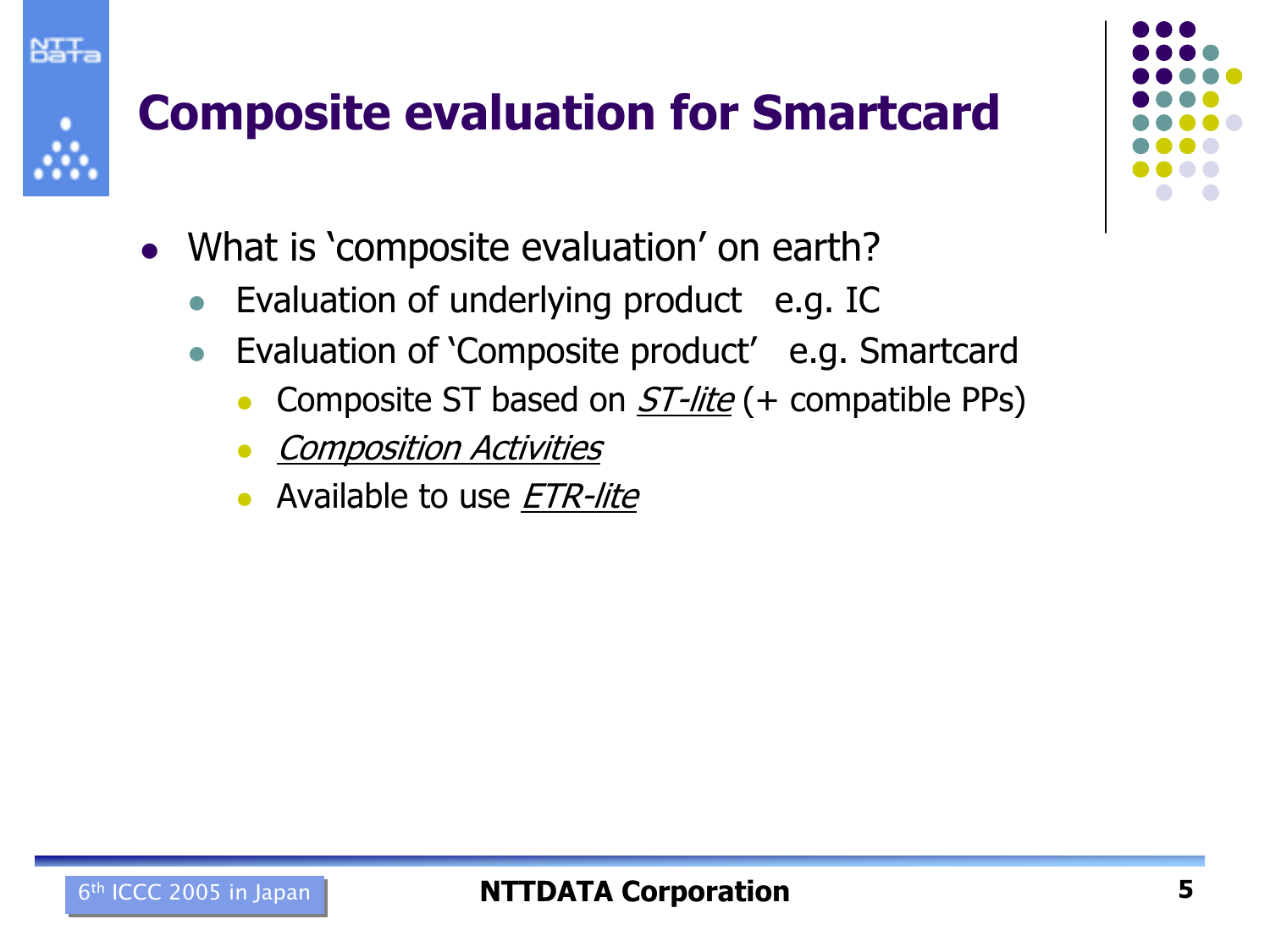# Composite evaluation for Smartcard

- What is 'composite evaluation' on earth?
  - Evaluation of underlying product   e.g. IC
  - Evaluation of 'Composite product'   e.g. Smartcard
    - Composite ST based on *ST-lite* (+ compatible PPs)
    - *Composition Activities*
    - Available to use *ETR-lite*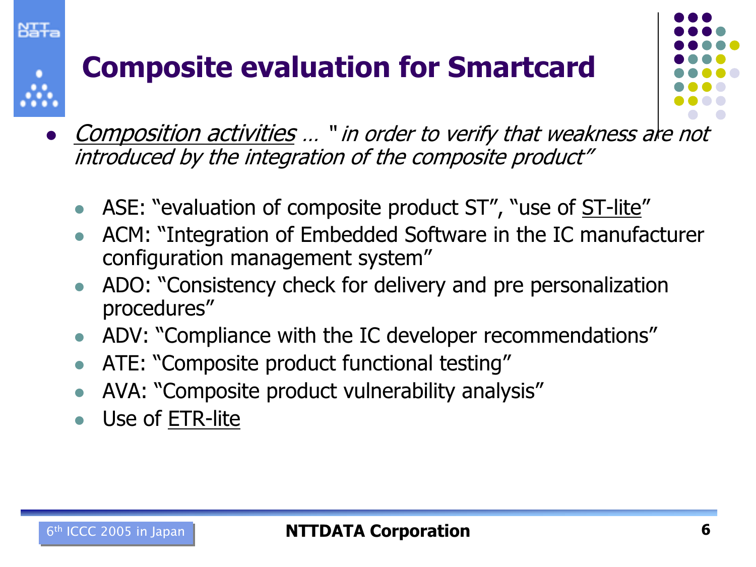# Composite evaluation for Smartcard

- *Composition activities* … *" in order to verify that weakness are not introduced by the integration of the composite product"*
  - ASE: "evaluation of composite product ST", "use of ST-lite"
  - ACM: "Integration of Embedded Software in the IC manufacturer configuration management system"
  - ADO: "Consistency check for delivery and pre personalization procedures"
  - ADV: "Compliance with the IC developer recommendations"
  - ATE: "Composite product functional testing"
  - AVA: "Composite product vulnerability analysis"
  - Use of ETR-lite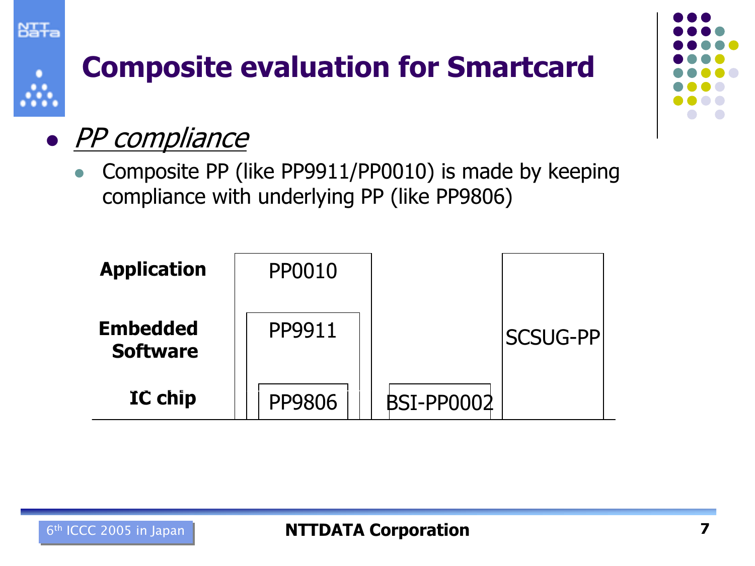# Composite evaluation for Smartcard

- *PP compliance*
  - Composite PP (like PP9911/PP0010) is made by keeping compliance with underlying PP (like PP9806)

| | | | |
|---|---|---|---|
| **Application** | PP0010 | | SCSUG-PP |
| **Embedded Software** | PP9911 | | |
| **IC chip** | PP9806 | BSI-PP0002 | |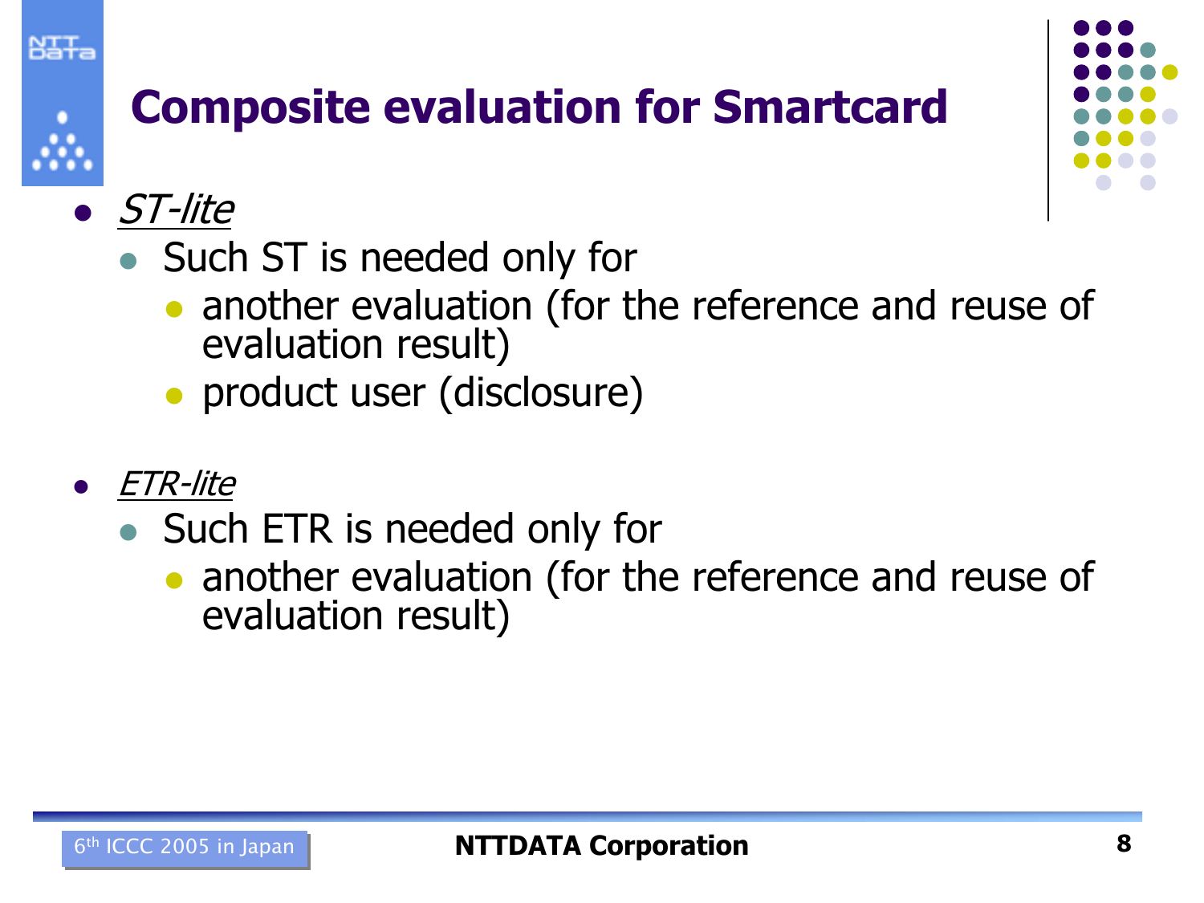# Composite evaluation for Smartcard

- *ST-lite*
  - Such ST is needed only for
    - another evaluation (for the reference and reuse of evaluation result)
    - product user (disclosure)

- *ETR-lite*
  - Such ETR is needed only for
    - another evaluation (for the reference and reuse of evaluation result)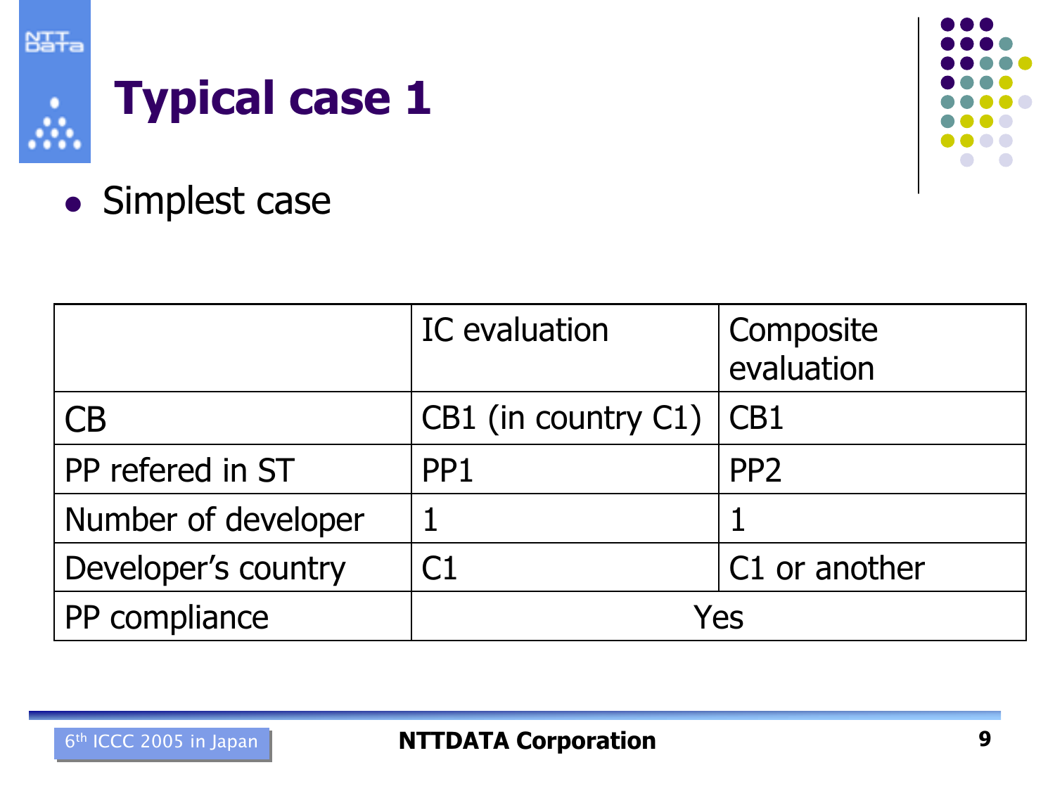# Typical case 1

- Simplest case

| | IC evaluation | Composite evaluation |
|---|---|---|
| CB | CB1 (in country C1) | CB1 |
| PP refered in ST | PP1 | PP2 |
| Number of developer | 1 | 1 |
| Developer's country | C1 | C1 or another |
| PP compliance | Yes | |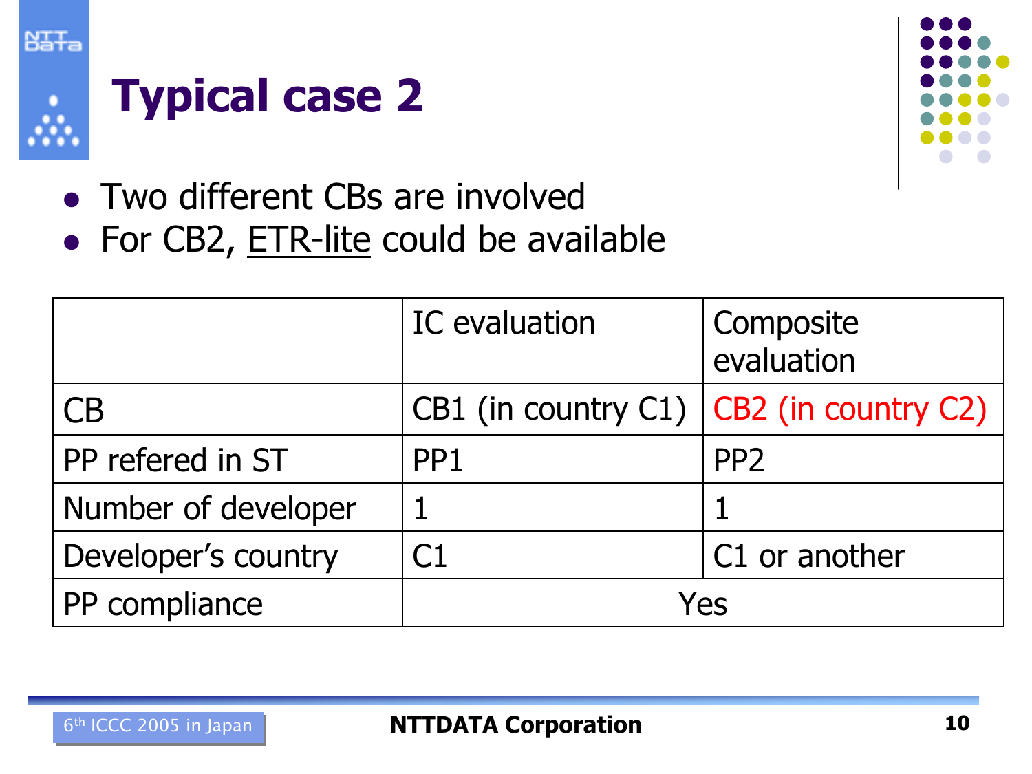# Typical case 2

- Two different CBs are involved
- For CB2, ETR-lite could be available

| | IC evaluation | Composite evaluation |
|---|---|---|
| CB | CB1 (in country C1) | CB2 (in country C2) |
| PP refered in ST | PP1 | PP2 |
| Number of developer | 1 | 1 |
| Developer's country | C1 | C1 or another |
| PP compliance | Yes | |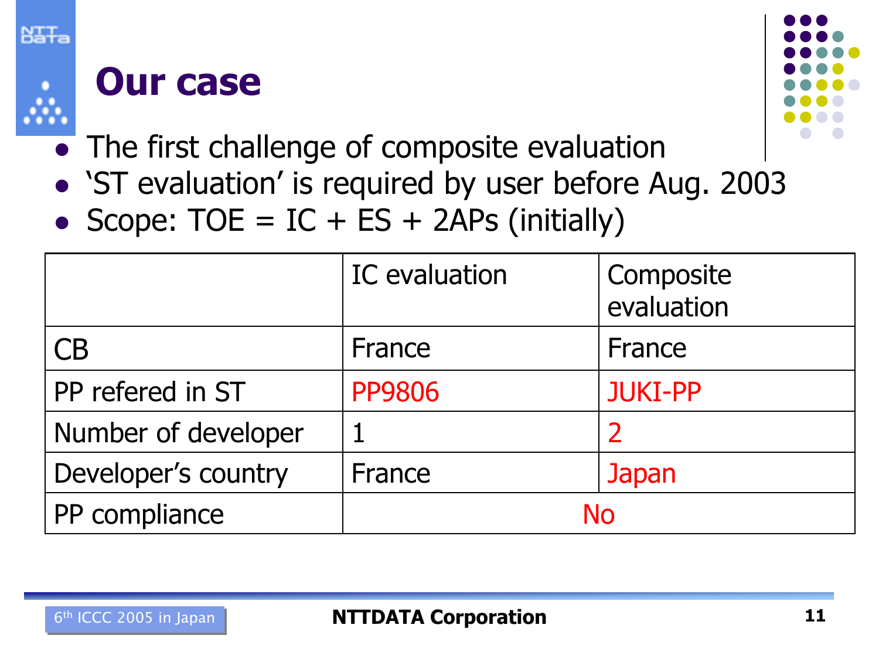# Our case

- The first challenge of composite evaluation
- 'ST evaluation' is required by user before Aug. 2003
- Scope: TOE = IC + ES + 2APs (initially)

| | IC evaluation | Composite evaluation |
|---|---|---|
| CB | France | France |
| PP refered in ST | PP9806 | JUKI-PP |
| Number of developer | 1 | 2 |
| Developer's country | France | Japan |
| PP compliance | No | |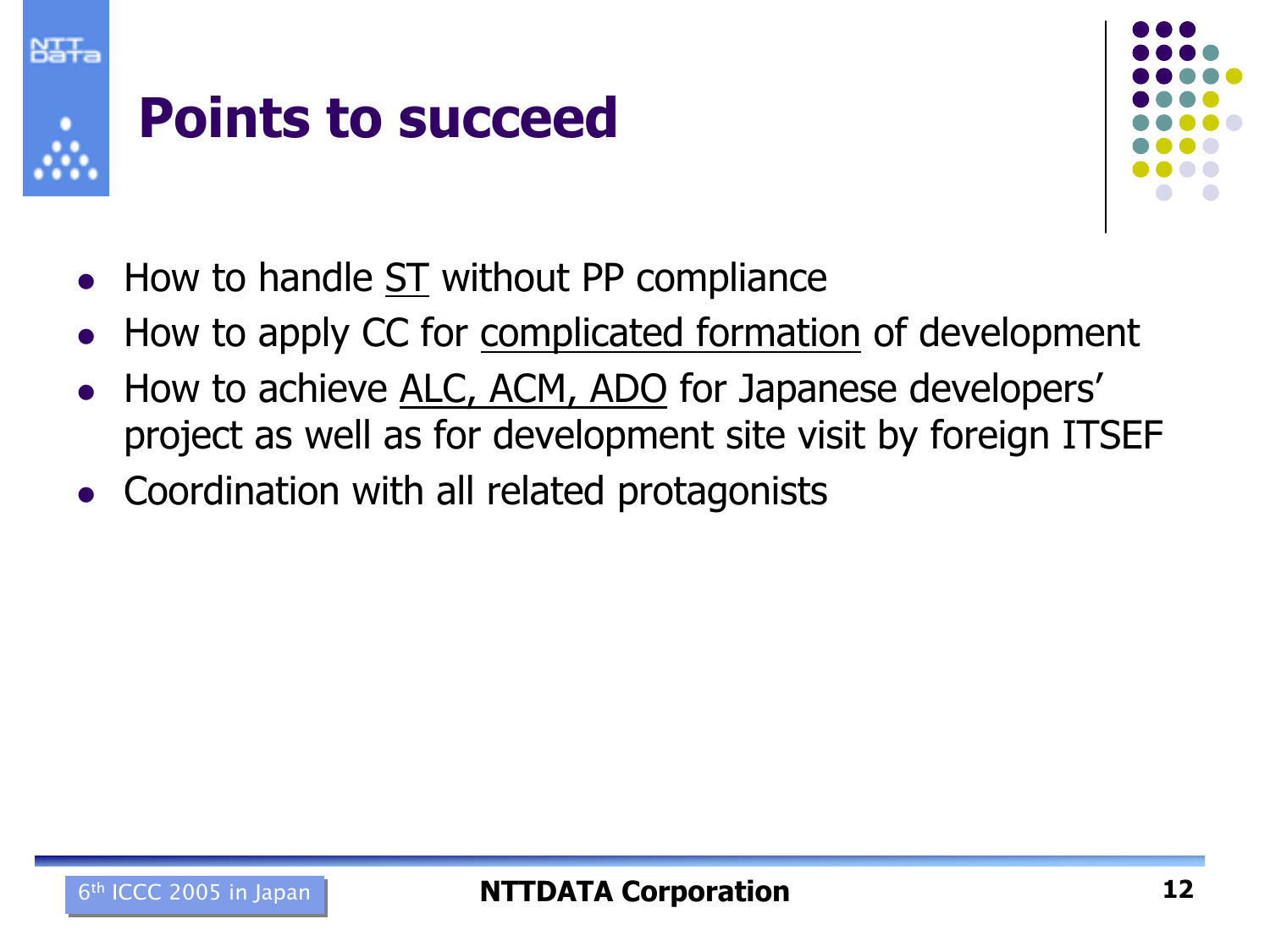# Points to succeed

- How to handle ST without PP compliance
- How to apply CC for complicated formation of development
- How to achieve ALC, ACM, ADO for Japanese developers' project as well as for development site visit by foreign ITSEF
- Coordination with all related protagonists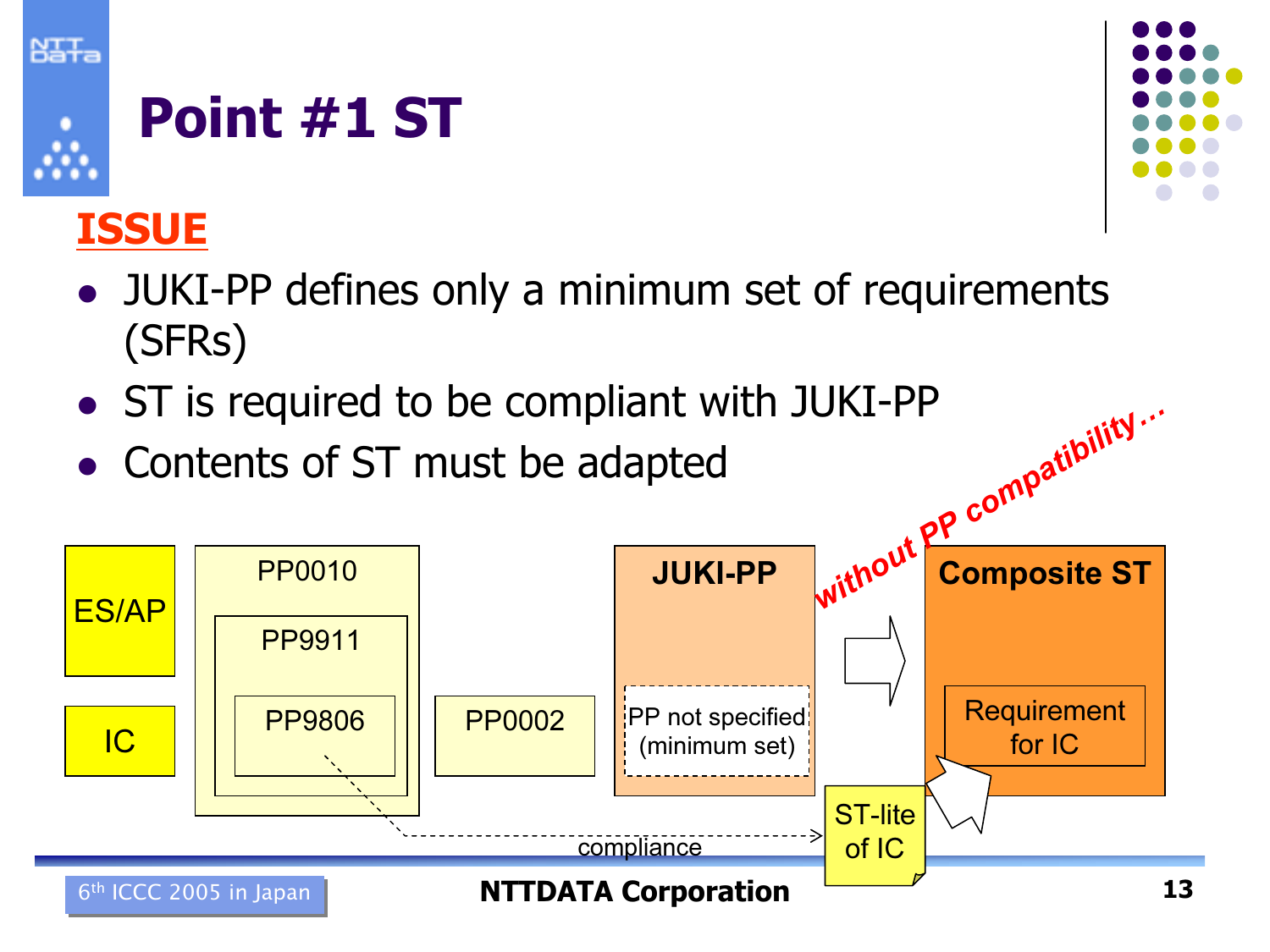# Point #1 ST

**ISSUE**

- JUKI-PP defines only a minimum set of requirements (SFRs)
- ST is required to be compliant with JUKI-PP
- Contents of ST must be adapted

ES/AP

IC

PP0010

PP9911

PP9806

PP0002

**JUKI-PP**

PP not specified (minimum set)

*without PP compatibility…*

**Composite ST**

Requirement for IC

ST-lite of IC

compliance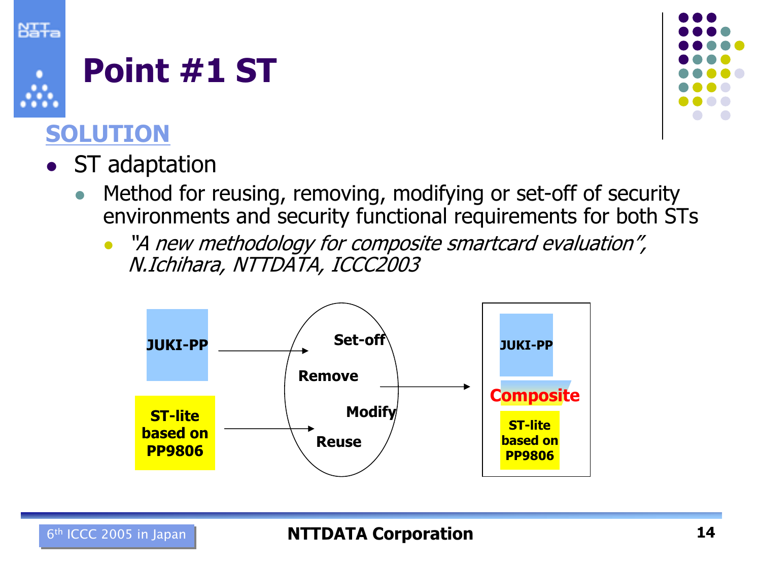# Point #1 ST

## SOLUTION

- ST adaptation
  - Method for reusing, removing, modifying or set-off of security environments and security functional requirements for both STs
    - *"A new methodology for composite smartcard evaluation", N.Ichihara, NTTDATA, ICCC2003*

**JUKI-PP**

**ST-lite based on PP9806**

**Set-off**

**Remove**

**Modify**

**Reuse**

**JUKI-PP**

**Composite**

**ST-lite based on PP9806**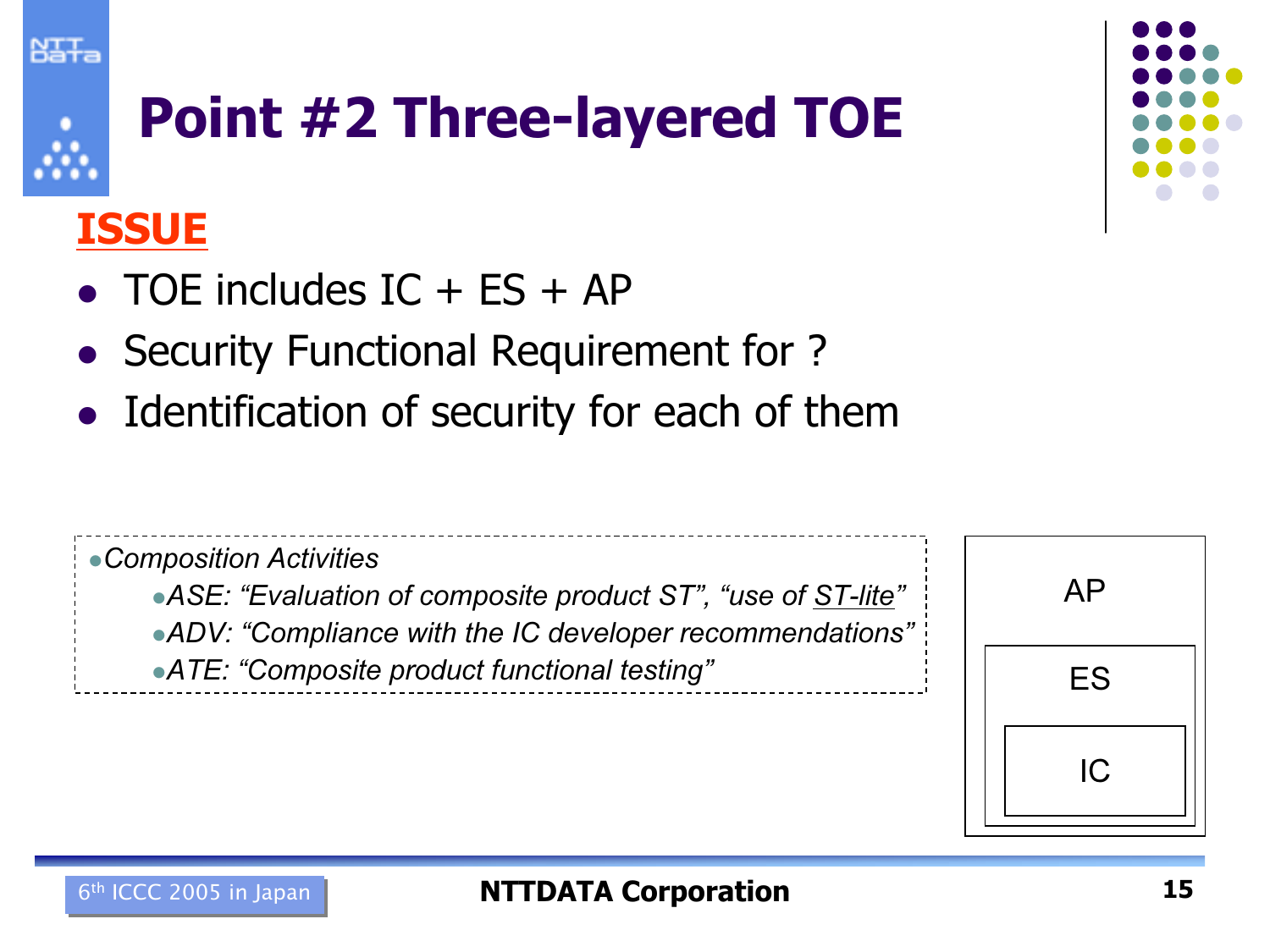# Point #2 Three-layered TOE

## ISSUE

- TOE includes IC + ES + AP
- Security Functional Requirement for ?
- Identification of security for each of them

- *Composition Activities*
  - *ASE: "Evaluation of composite product ST", "use of ST-lite"*
  - *ADV: "Compliance with the IC developer recommendations"*
  - *ATE: "Composite product functional testing"*

AP

ES

IC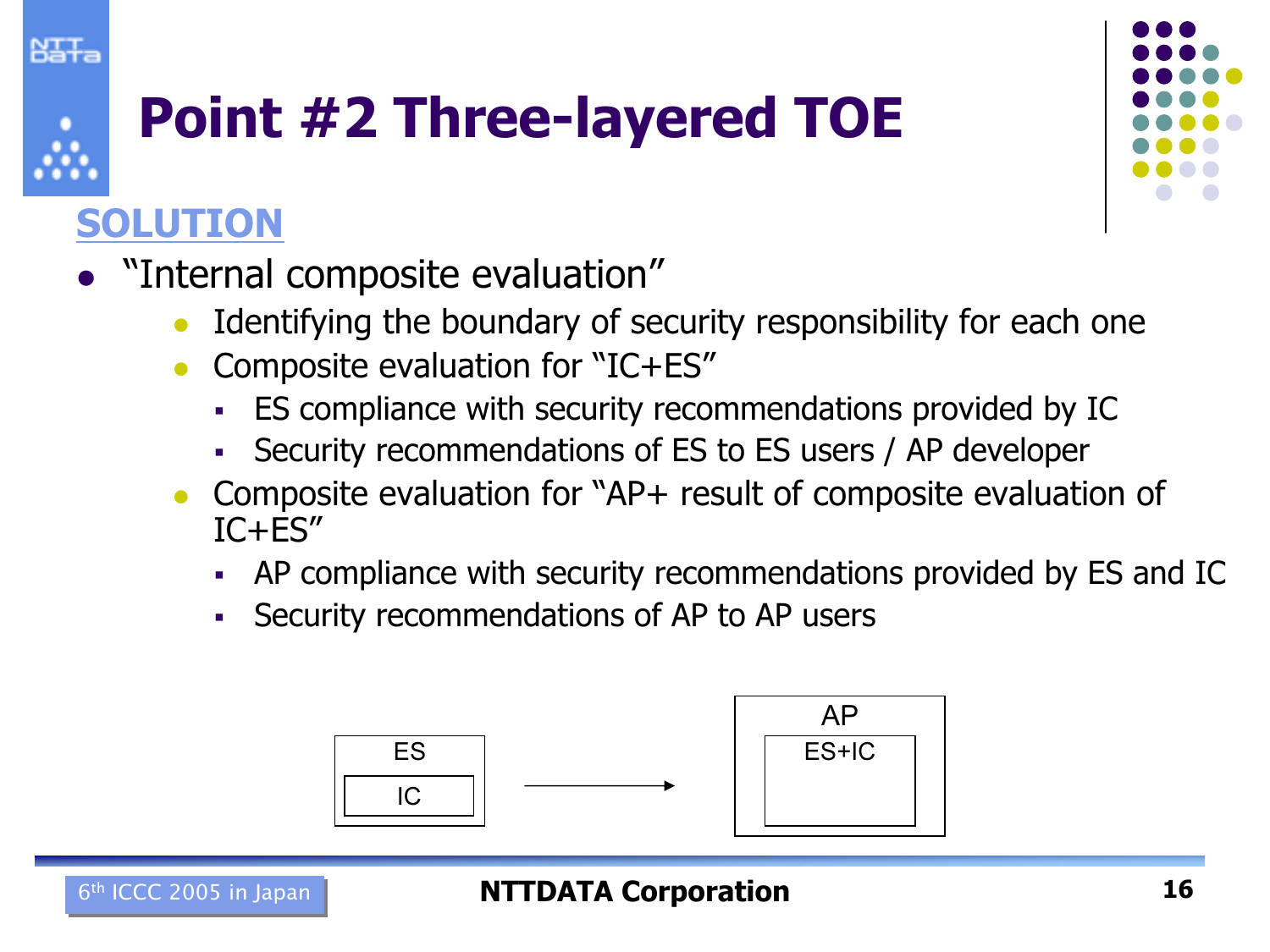# Point #2 Three-layered TOE

**SOLUTION**

- “Internal composite evaluation”
  - Identifying the boundary of security responsibility for each one
  - Composite evaluation for “IC+ES”
    - ES compliance with security recommendations provided by IC
    - Security recommendations of ES to ES users / AP developer
  - Composite evaluation for “AP+ result of composite evaluation of IC+ES”
    - AP compliance with security recommendations provided by ES and IC
    - Security recommendations of AP to AP users

ES
IC

→

AP
ES+IC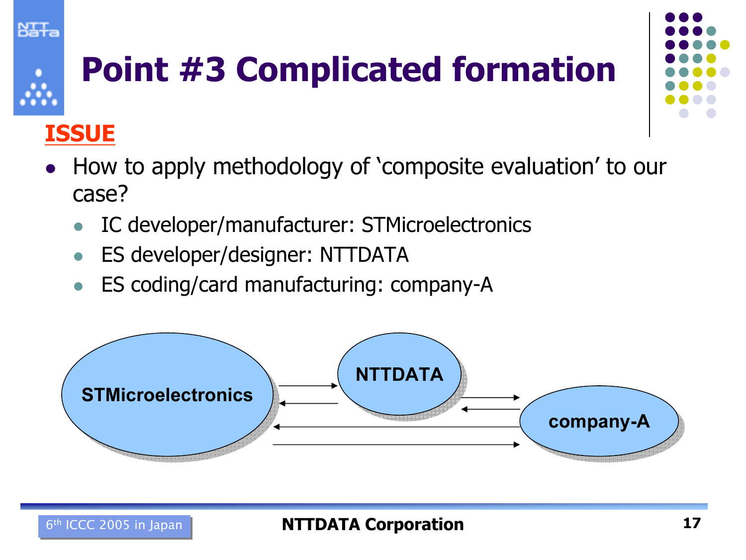# Point #3 Complicated formation

**ISSUE**

- How to apply methodology of 'composite evaluation' to our case?
  - IC developer/manufacturer: STMicroelectronics
  - ES developer/designer: NTTDATA
  - ES coding/card manufacturing: company-A

STMicroelectronics ⇄ NTTDATA ⇄ company-A

STMicroelectronics ⇄ company-A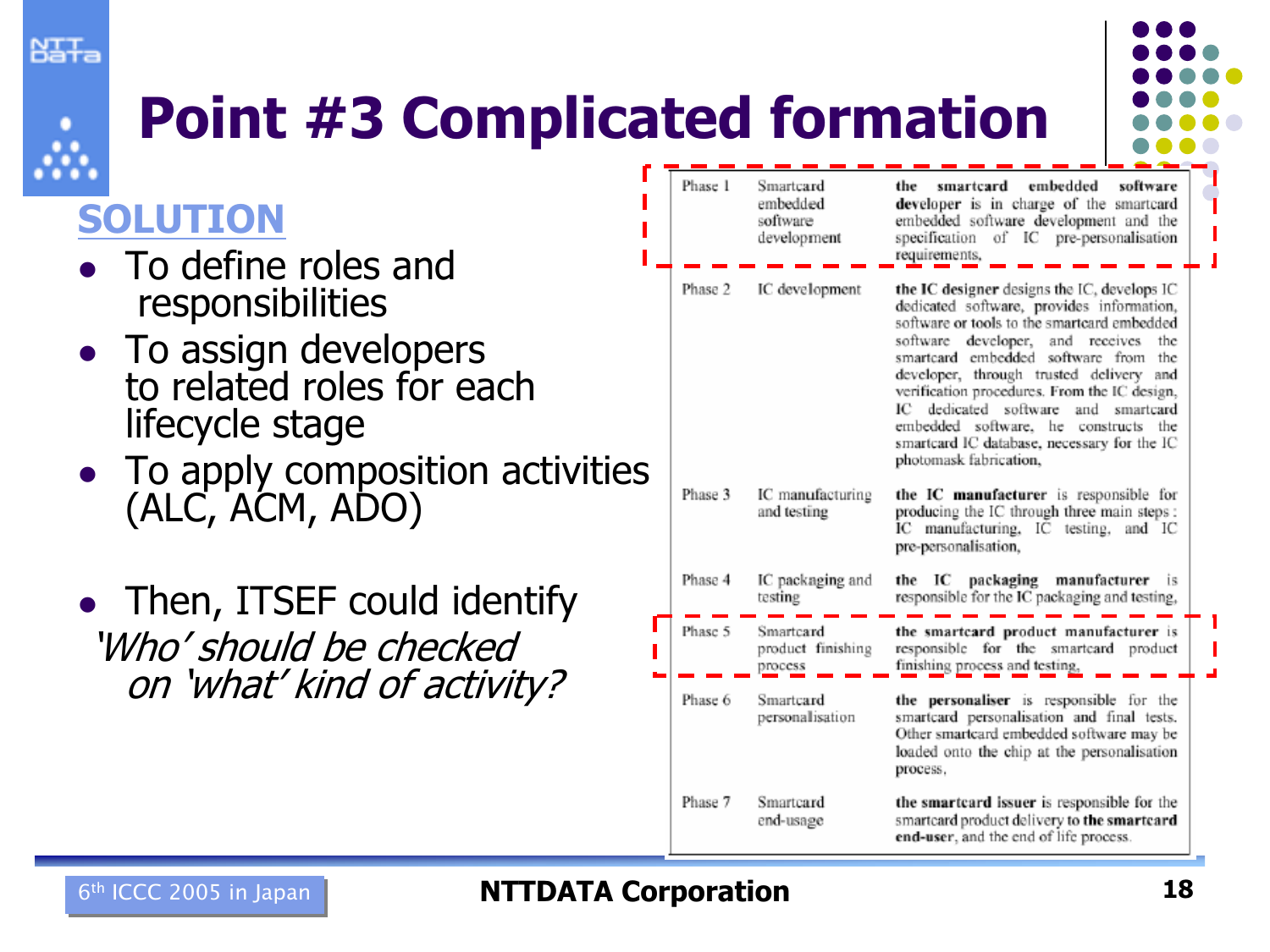# Point #3 Complicated formation

**SOLUTION**

- To define roles and responsibilities
- To assign developers to related roles for each lifecycle stage
- To apply composition activities (ALC, ACM, ADO)

- Then, ITSEF could identify *'Who' should be checked on 'what' kind of activity?*

| | | |
|---|---|---|
| Phase 1 | Smartcard embedded software development | **the smartcard embedded software developer** is in charge of the smartcard embedded software development and the specification of IC pre-personalisation requirements, |
| Phase 2 | IC development | **the IC designer** designs the IC, develops IC dedicated software, provides information, software or tools to the smartcard embedded software developer, and receives the smartcard embedded software from the developer, through trusted delivery and verification procedures. From the IC design, IC dedicated software and smartcard embedded software, he constructs the smartcard IC database, necessary for the IC photomask fabrication, |
| Phase 3 | IC manufacturing and testing | **the IC manufacturer** is responsible for producing the IC through three main steps : IC manufacturing, IC testing, and IC pre-personalisation, |
| Phase 4 | IC packaging and testing | **the IC packaging manufacturer** is responsible for the IC packaging and testing, |
| Phase 5 | Smartcard product finishing process | **the smartcard product manufacturer** is responsible for the smartcard product finishing process and testing, |
| Phase 6 | Smartcard personalisation | **the personaliser** is responsible for the smartcard personalisation and final tests. Other smartcard embedded software may be loaded onto the chip at the personalisation process, |
| Phase 7 | Smartcard end-usage | **the smartcard issuer** is responsible for the smartcard product delivery to **the smartcard end-user**, and the end of life process. |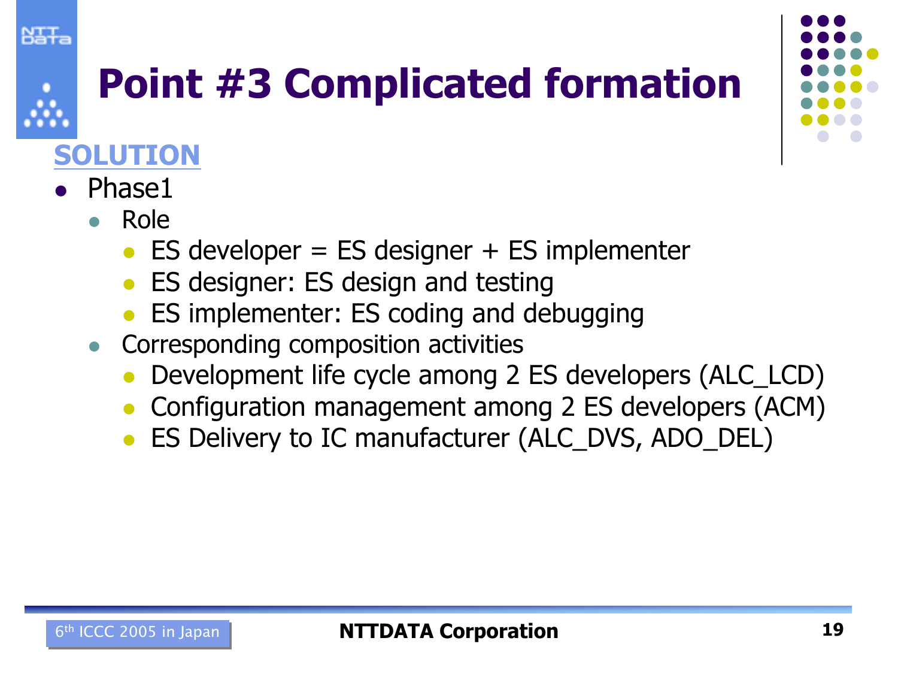# Point #3 Complicated formation

**SOLUTION**

- Phase1
  - Role
    - ES developer = ES designer + ES implementer
    - ES designer: ES design and testing
    - ES implementer: ES coding and debugging
  - Corresponding composition activities
    - Development life cycle among 2 ES developers (ALC_LCD)
    - Configuration management among 2 ES developers (ACM)
    - ES Delivery to IC manufacturer (ALC_DVS, ADO_DEL)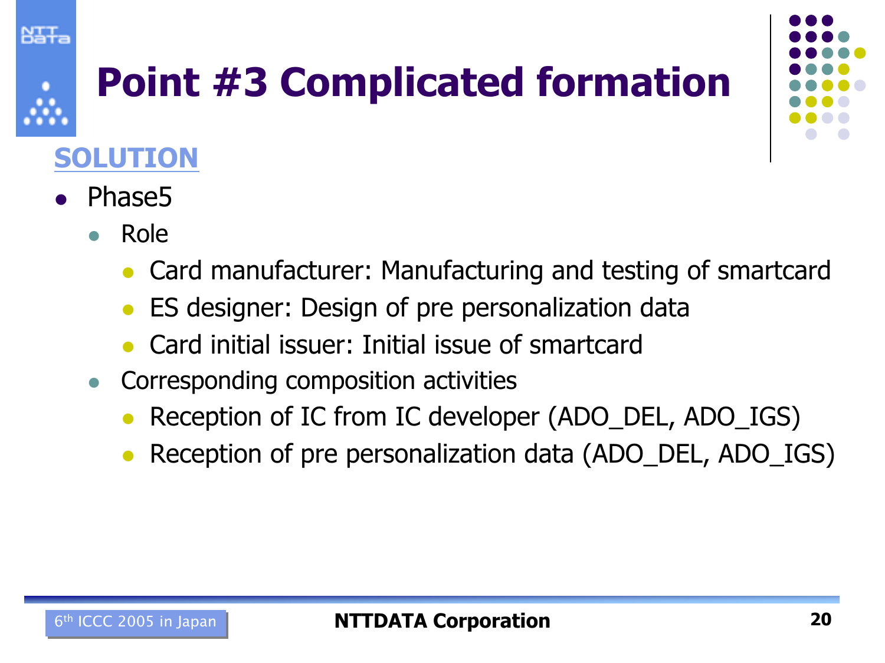# Point #3 Complicated formation

**SOLUTION**

- Phase5
  - Role
    - Card manufacturer: Manufacturing and testing of smartcard
    - ES designer: Design of pre personalization data
    - Card initial issuer: Initial issue of smartcard
  - Corresponding composition activities
    - Reception of IC from IC developer (ADO_DEL, ADO_IGS)
    - Reception of pre personalization data (ADO_DEL, ADO_IGS)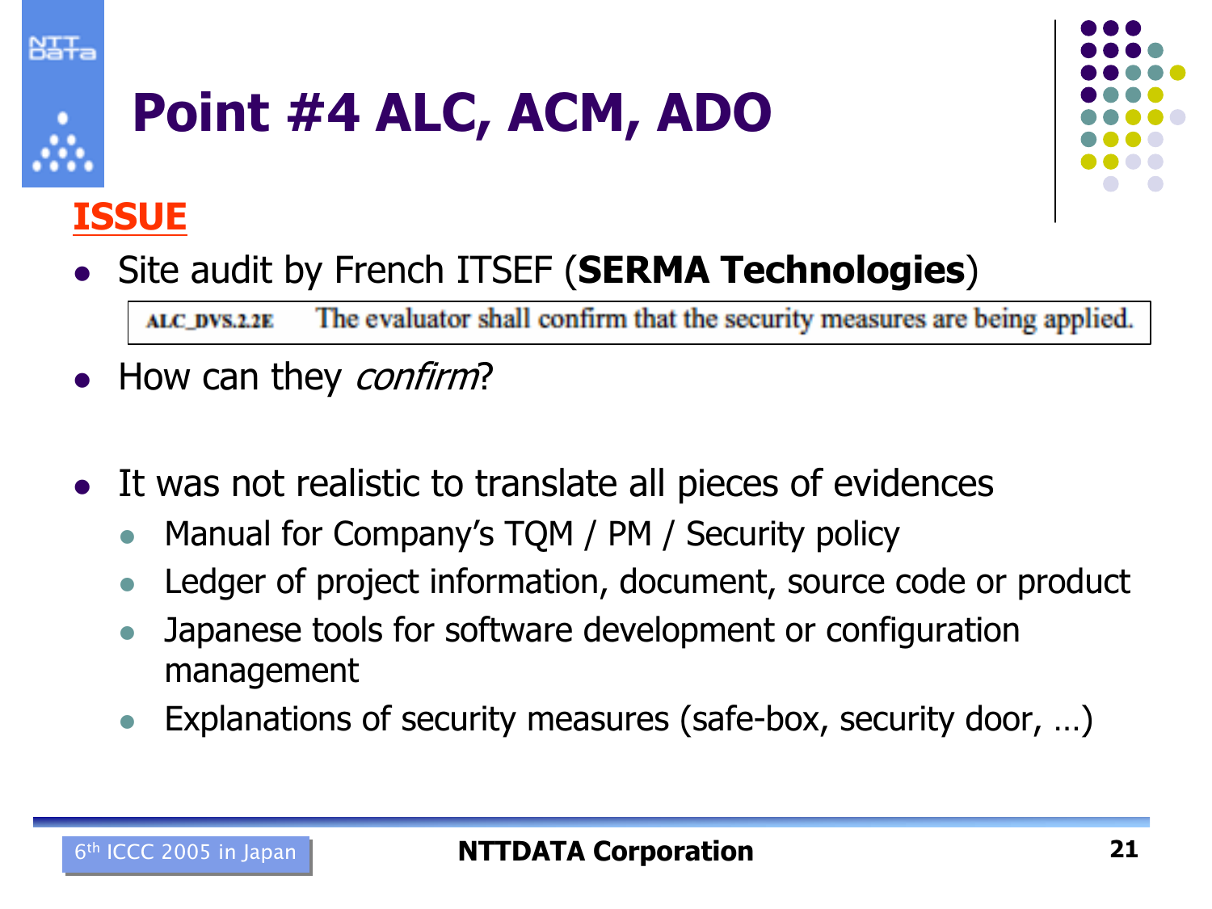# Point #4 ALC, ACM, ADO

**ISSUE**

- Site audit by French ITSEF (**SERMA Technologies**)

| ALC_DVS.2.2E | The evaluator shall confirm that the security measures are being applied. |
|---|---|

- How can they *confirm*?

- It was not realistic to translate all pieces of evidences
  - Manual for Company's TQM / PM / Security policy
  - Ledger of project information, document, source code or product
  - Japanese tools for software development or configuration management
  - Explanations of security measures (safe-box, security door, …)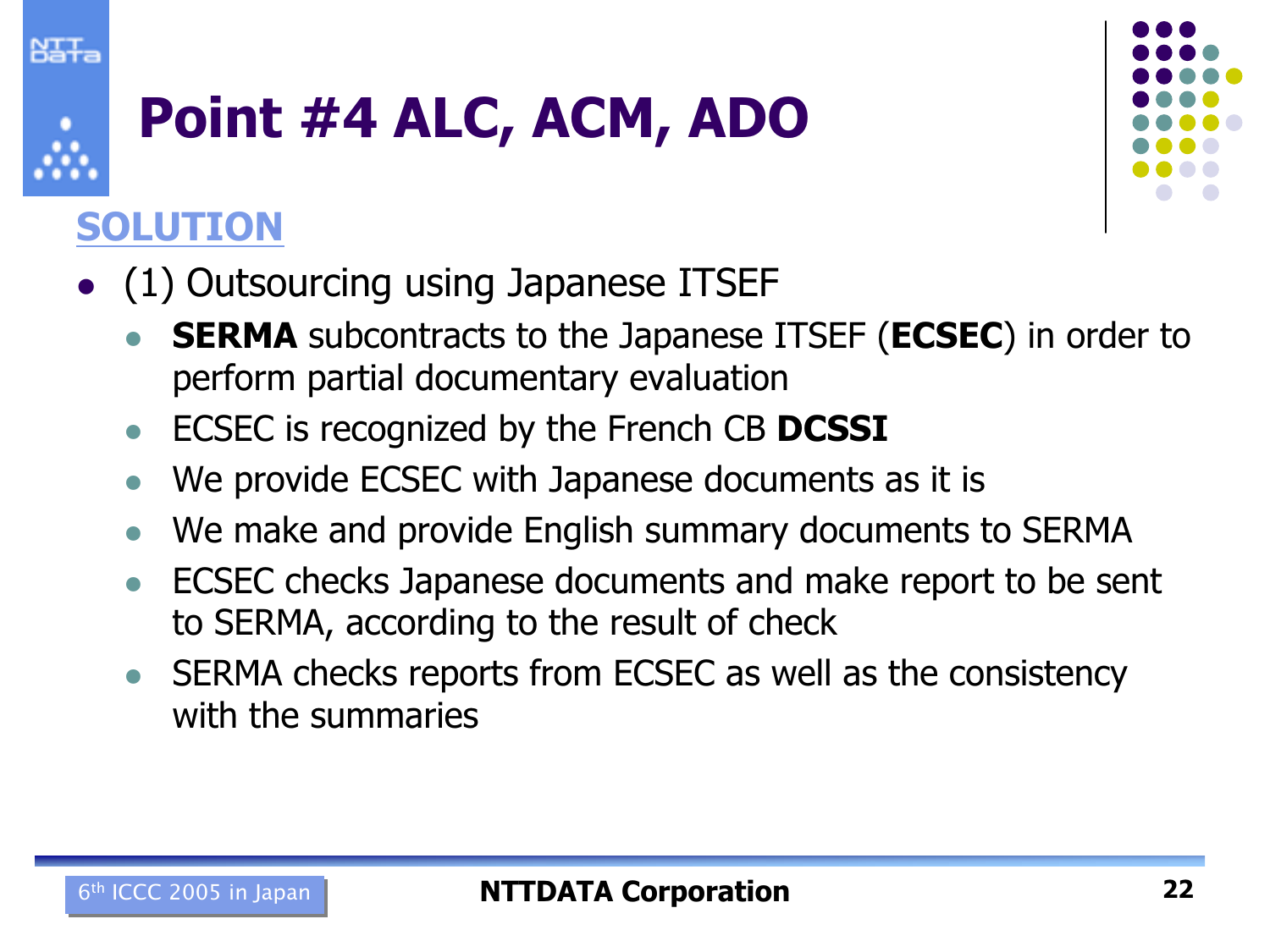# Point #4 ALC, ACM, ADO

## SOLUTION

- (1) Outsourcing using Japanese ITSEF
  - **SERMA** subcontracts to the Japanese ITSEF (**ECSEC**) in order to perform partial documentary evaluation
  - ECSEC is recognized by the French CB **DCSSI**
  - We provide ECSEC with Japanese documents as it is
  - We make and provide English summary documents to SERMA
  - ECSEC checks Japanese documents and make report to be sent to SERMA, according to the result of check
  - SERMA checks reports from ECSEC as well as the consistency with the summaries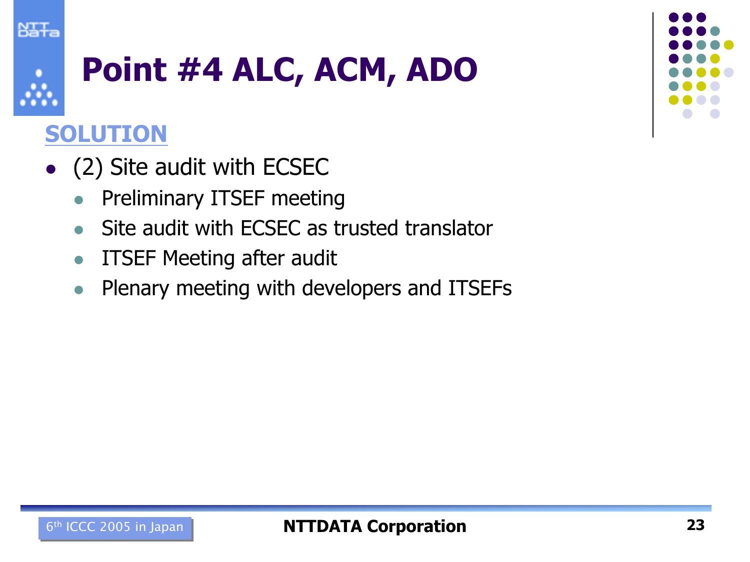# Point #4 ALC, ACM, ADO

## SOLUTION

- (2) Site audit with ECSEC
  - Preliminary ITSEF meeting
  - Site audit with ECSEC as trusted translator
  - ITSEF Meeting after audit
  - Plenary meeting with developers and ITSEFs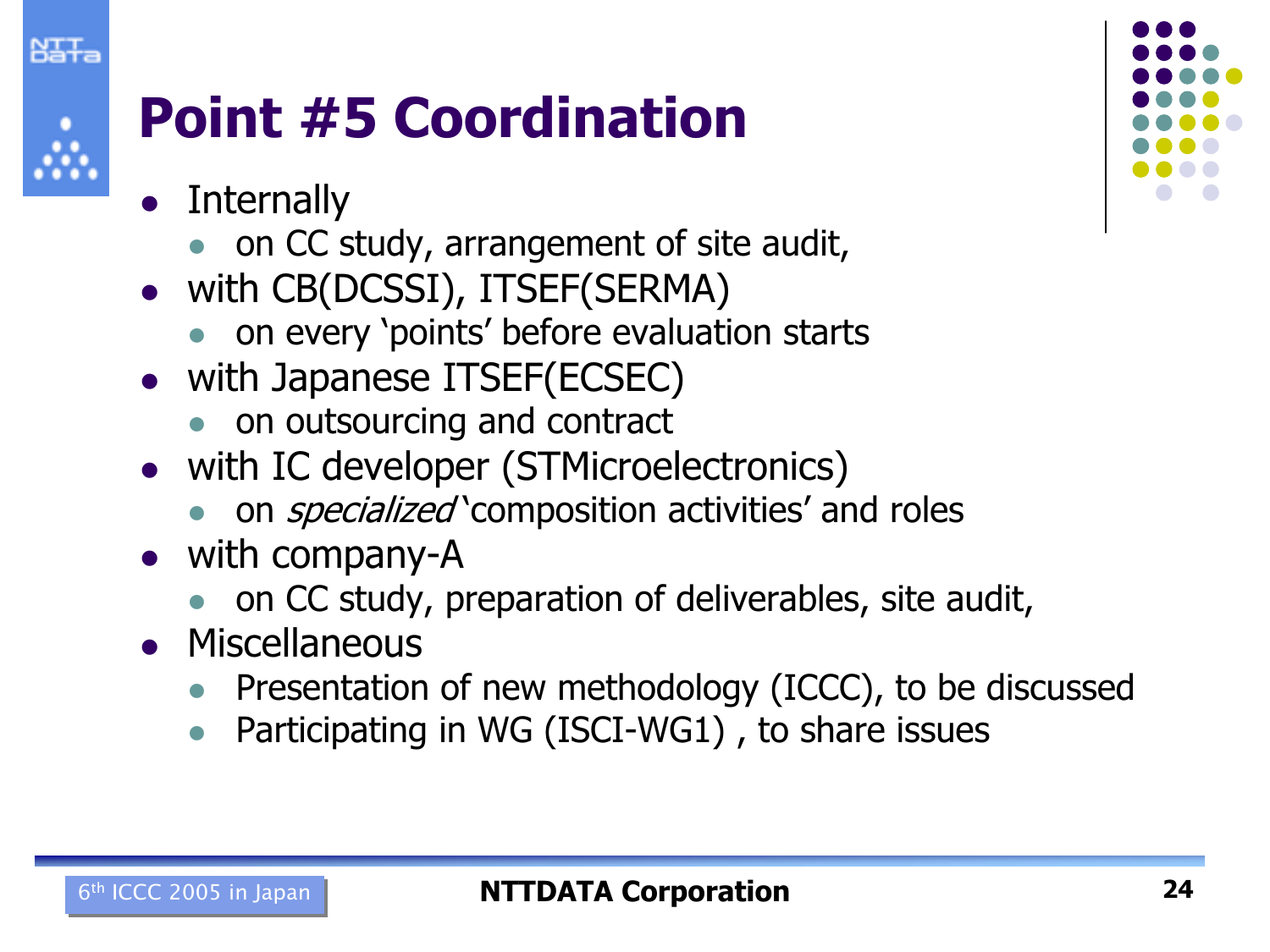# Point #5 Coordination

- Internally
  - on CC study, arrangement of site audit,
- with CB(DCSSI), ITSEF(SERMA)
  - on every 'points' before evaluation starts
- with Japanese ITSEF(ECSEC)
  - on outsourcing and contract
- with IC developer (STMicroelectronics)
  - on *specialized* 'composition activities' and roles
- with company-A
  - on CC study, preparation of deliverables, site audit,
- Miscellaneous
  - Presentation of new methodology (ICCC), to be discussed
  - Participating in WG (ISCI-WG1) , to share issues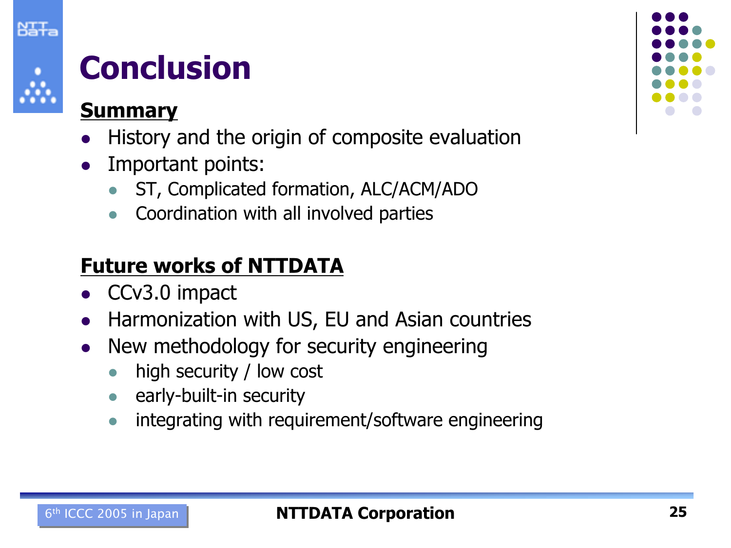# Conclusion

## Summary

- History and the origin of composite evaluation
- Important points:
  - ST, Complicated formation, ALC/ACM/ADO
  - Coordination with all involved parties

## Future works of NTTDATA

- CCv3.0 impact
- Harmonization with US, EU and Asian countries
- New methodology for security engineering
  - high security / low cost
  - early-built-in security
  - integrating with requirement/software engineering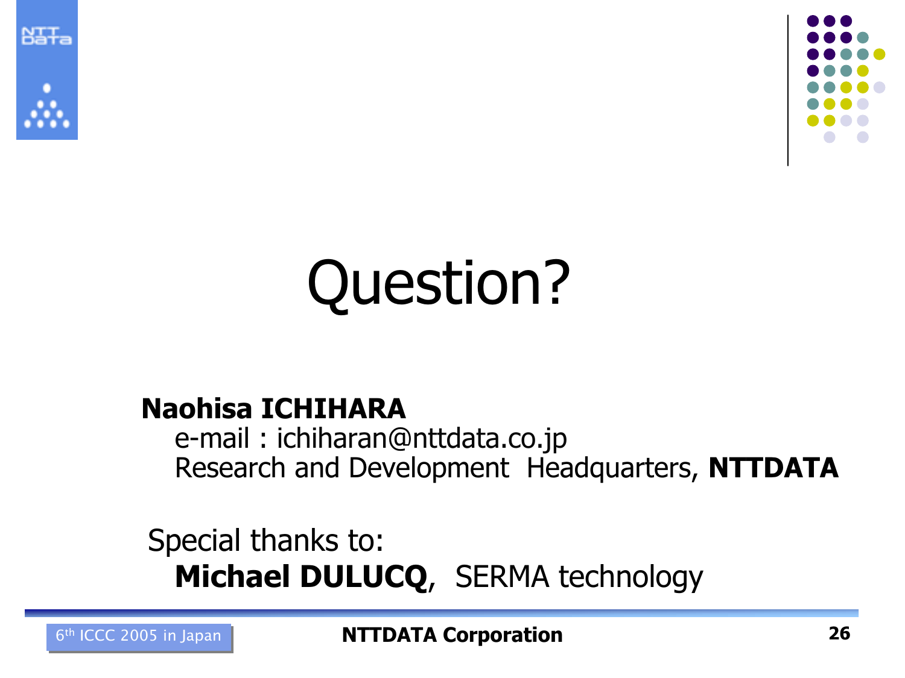# Question?

**Naohisa ICHIHARA**

e-mail : ichiharan@nttdata.co.jp

Research and Development Headquarters, **NTTDATA**

Special thanks to:

**Michael DULUCQ**, SERMA technology